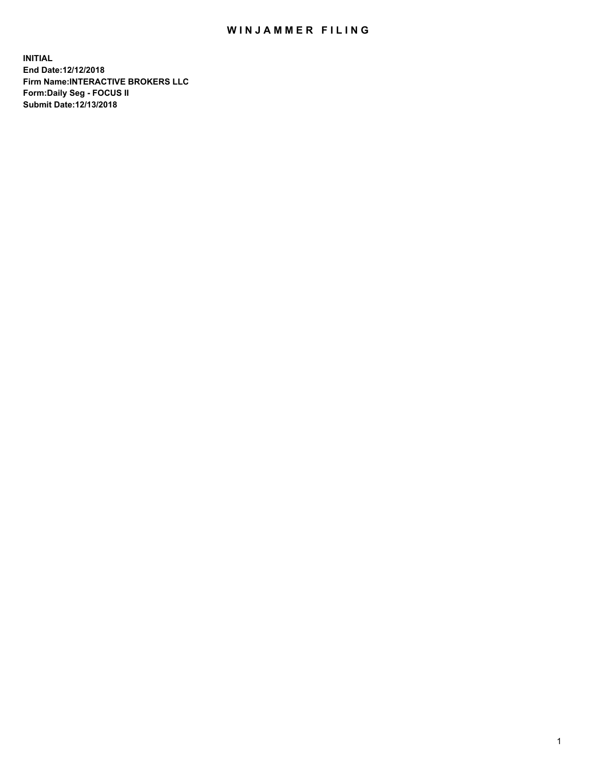# WINJAMMER FILING

**INITIAL**
**End Date:12/12/2018**
**Firm Name:INTERACTIVE BROKERS LLC**
**Form:Daily Seg - FOCUS II**
**Submit Date:12/13/2018**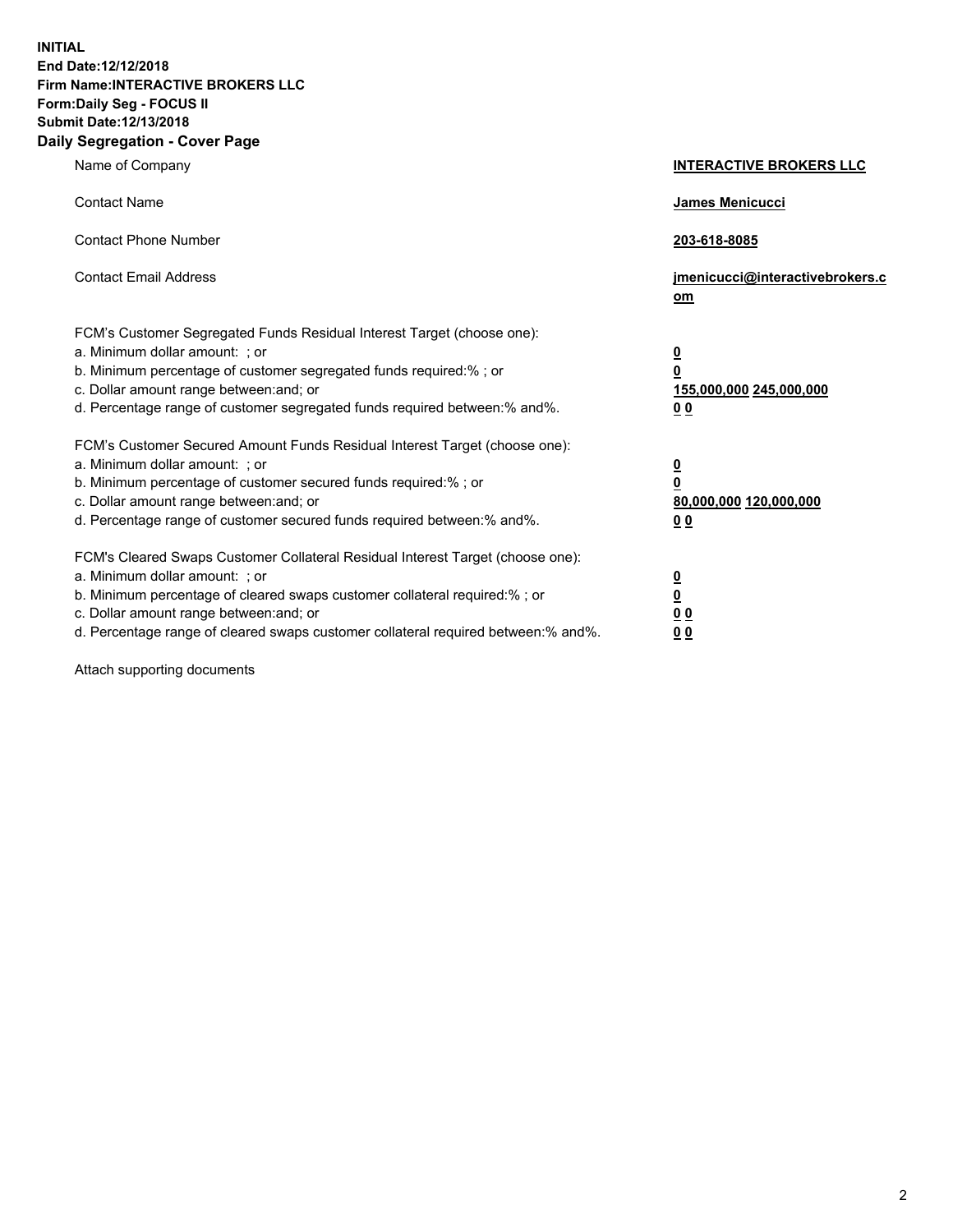**INITIAL**
**End Date:12/12/2018**
**Firm Name:INTERACTIVE BROKERS LLC**
**Form:Daily Seg - FOCUS II**
**Submit Date:12/13/2018**
**Daily Segregation - Cover Page**

| | |
|---|---|
| Name of Company | **INTERACTIVE BROKERS LLC** |
| Contact Name | **James Menicucci** |
| Contact Phone Number | **203-618-8085** |
| Contact Email Address | **jmenicucci@interactivebrokers.com** |
| FCM's Customer Segregated Funds Residual Interest Target (choose one): | |
| a. Minimum dollar amount: ; or | **0** |
| b. Minimum percentage of customer segregated funds required:% ; or | **0** |
| c. Dollar amount range between:and; or | **155,000,000 245,000,000** |
| d. Percentage range of customer segregated funds required between:% and%. | **0 0** |
| FCM's Customer Secured Amount Funds Residual Interest Target (choose one): | |
| a. Minimum dollar amount: ; or | **0** |
| b. Minimum percentage of customer secured funds required:% ; or | **0** |
| c. Dollar amount range between:and; or | **80,000,000 120,000,000** |
| d. Percentage range of customer secured funds required between:% and%. | **0 0** |
| FCM's Cleared Swaps Customer Collateral Residual Interest Target (choose one): | |
| a. Minimum dollar amount: ; or | **0** |
| b. Minimum percentage of cleared swaps customer collateral required:% ; or | **0** |
| c. Dollar amount range between:and; or | **0 0** |
| d. Percentage range of cleared swaps customer collateral required between:% and%. | **0 0** |

Attach supporting documents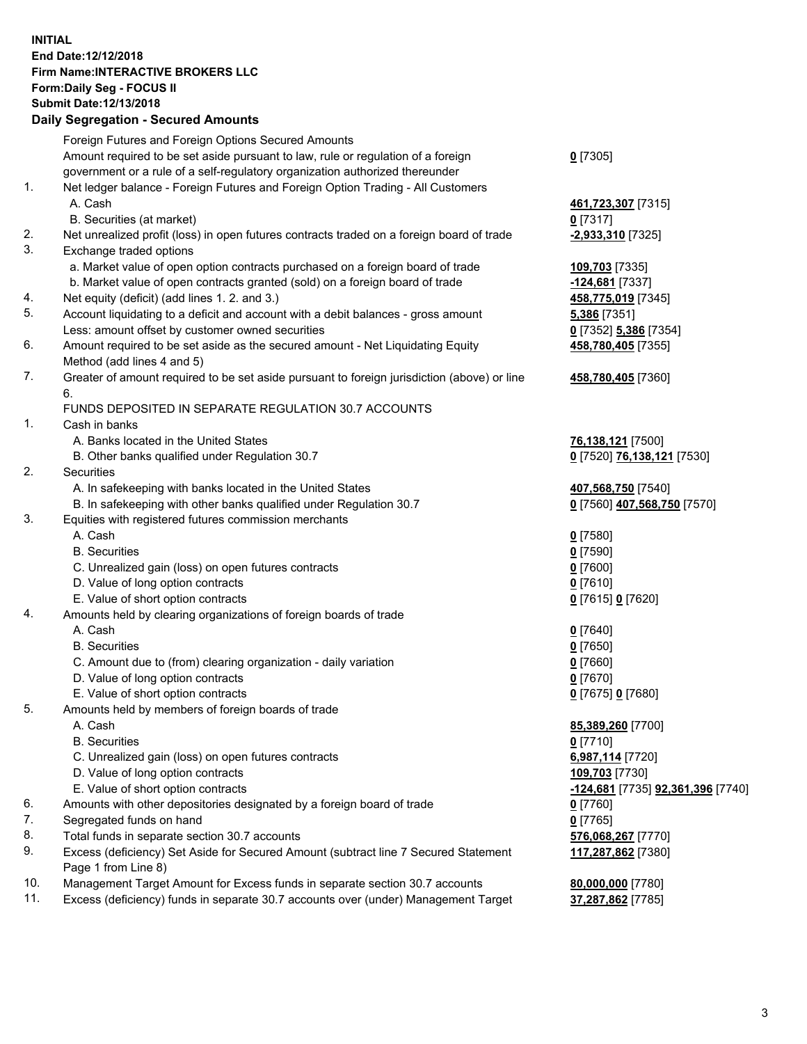**INITIAL**
**End Date:12/12/2018**
**Firm Name:INTERACTIVE BROKERS LLC**
**Form:Daily Seg - FOCUS II**
**Submit Date:12/13/2018**

### Daily Segregation - Secured Amounts

| | | |
|---|---|---|
| | Foreign Futures and Foreign Options Secured Amounts | |
| | Amount required to be set aside pursuant to law, rule or regulation of a foreign government or a rule of a self-regulatory organization authorized thereunder | **0** [7305] |
| 1. | Net ledger balance - Foreign Futures and Foreign Option Trading - All Customers | |
| | A. Cash | **461,723,307** [7315] |
| | B. Securities (at market) | **0** [7317] |
| 2. | Net unrealized profit (loss) in open futures contracts traded on a foreign board of trade | **-2,933,310** [7325] |
| 3. | Exchange traded options | |
| | a. Market value of open option contracts purchased on a foreign board of trade | **109,703** [7335] |
| | b. Market value of open contracts granted (sold) on a foreign board of trade | **-124,681** [7337] |
| 4. | Net equity (deficit) (add lines 1. 2. and 3.) | **458,775,019** [7345] |
| 5. | Account liquidating to a deficit and account with a debit balances - gross amount | **5,386** [7351] |
| | Less: amount offset by customer owned securities | **0** [7352] **5,386** [7354] |
| 6. | Amount required to be set aside as the secured amount - Net Liquidating Equity Method (add lines 4 and 5) | **458,780,405** [7355] |
| 7. | Greater of amount required to be set aside pursuant to foreign jurisdiction (above) or line 6. | **458,780,405** [7360] |
| | FUNDS DEPOSITED IN SEPARATE REGULATION 30.7 ACCOUNTS | |
| 1. | Cash in banks | |
| | A. Banks located in the United States | **76,138,121** [7500] |
| | B. Other banks qualified under Regulation 30.7 | **0** [7520] **76,138,121** [7530] |
| 2. | Securities | |
| | A. In safekeeping with banks located in the United States | **407,568,750** [7540] |
| | B. In safekeeping with other banks qualified under Regulation 30.7 | **0** [7560] **407,568,750** [7570] |
| 3. | Equities with registered futures commission merchants | |
| | A. Cash | **0** [7580] |
| | B. Securities | **0** [7590] |
| | C. Unrealized gain (loss) on open futures contracts | **0** [7600] |
| | D. Value of long option contracts | **0** [7610] |
| | E. Value of short option contracts | **0** [7615] **0** [7620] |
| 4. | Amounts held by clearing organizations of foreign boards of trade | |
| | A. Cash | **0** [7640] |
| | B. Securities | **0** [7650] |
| | C. Amount due to (from) clearing organization - daily variation | **0** [7660] |
| | D. Value of long option contracts | **0** [7670] |
| | E. Value of short option contracts | **0** [7675] **0** [7680] |
| 5. | Amounts held by members of foreign boards of trade | |
| | A. Cash | **85,389,260** [7700] |
| | B. Securities | **0** [7710] |
| | C. Unrealized gain (loss) on open futures contracts | **6,987,114** [7720] |
| | D. Value of long option contracts | **109,703** [7730] |
| | E. Value of short option contracts | **-124,681** [7735] **92,361,396** [7740] |
| 6. | Amounts with other depositories designated by a foreign board of trade | **0** [7760] |
| 7. | Segregated funds on hand | **0** [7765] |
| 8. | Total funds in separate section 30.7 accounts | **576,068,267** [7770] |
| 9. | Excess (deficiency) Set Aside for Secured Amount (subtract line 7 Secured Statement Page 1 from Line 8) | **117,287,862** [7380] |
| 10. | Management Target Amount for Excess funds in separate section 30.7 accounts | **80,000,000** [7780] |
| 11. | Excess (deficiency) funds in separate 30.7 accounts over (under) Management Target | **37,287,862** [7785] |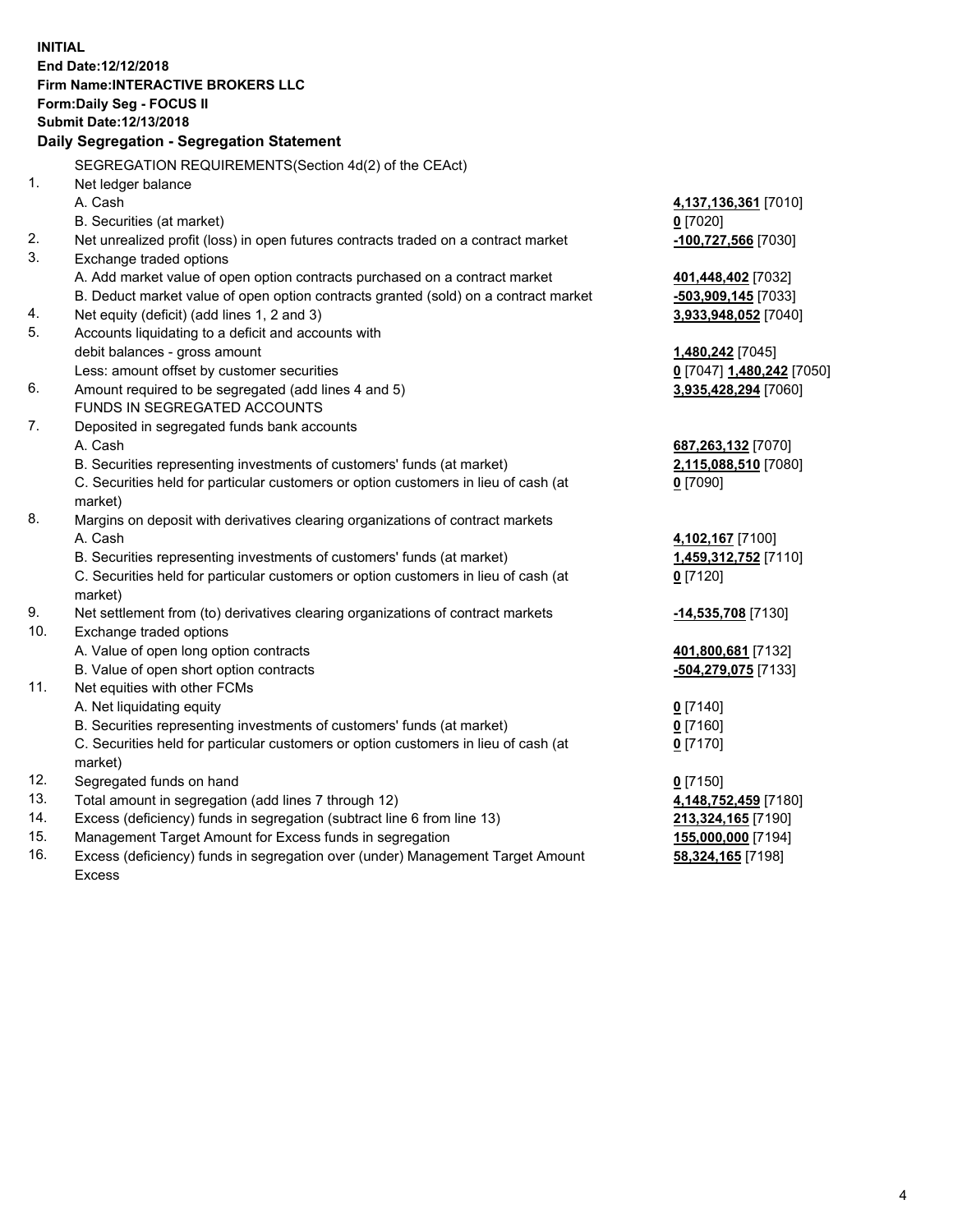**INITIAL**
**End Date:12/12/2018**
**Firm Name:INTERACTIVE BROKERS LLC**
**Form:Daily Seg - FOCUS II**
**Submit Date:12/13/2018**
**Daily Segregation - Segregation Statement**

SEGREGATION REQUIREMENTS(Section 4d(2) of the CEAct)

| | | |
|---|---|---|
| 1. | Net ledger balance | |
| | A. Cash | **4,137,136,361** [7010] |
| | B. Securities (at market) | **0** [7020] |
| 2. | Net unrealized profit (loss) in open futures contracts traded on a contract market | **-100,727,566** [7030] |
| 3. | Exchange traded options | |
| | A. Add market value of open option contracts purchased on a contract market | **401,448,402** [7032] |
| | B. Deduct market value of open option contracts granted (sold) on a contract market | **-503,909,145** [7033] |
| 4. | Net equity (deficit) (add lines 1, 2 and 3) | **3,933,948,052** [7040] |
| 5. | Accounts liquidating to a deficit and accounts with | |
| | debit balances - gross amount | **1,480,242** [7045] |
| | Less: amount offset by customer securities | **0** [7047] **1,480,242** [7050] |
| 6. | Amount required to be segregated (add lines 4 and 5) | **3,935,428,294** [7060] |
| | FUNDS IN SEGREGATED ACCOUNTS | |
| 7. | Deposited in segregated funds bank accounts | |
| | A. Cash | **687,263,132** [7070] |
| | B. Securities representing investments of customers' funds (at market) | **2,115,088,510** [7080] |
| | C. Securities held for particular customers or option customers in lieu of cash (at market) | **0** [7090] |
| 8. | Margins on deposit with derivatives clearing organizations of contract markets | |
| | A. Cash | **4,102,167** [7100] |
| | B. Securities representing investments of customers' funds (at market) | **1,459,312,752** [7110] |
| | C. Securities held for particular customers or option customers in lieu of cash (at market) | **0** [7120] |
| 9. | Net settlement from (to) derivatives clearing organizations of contract markets | **-14,535,708** [7130] |
| 10. | Exchange traded options | |
| | A. Value of open long option contracts | **401,800,681** [7132] |
| | B. Value of open short option contracts | **-504,279,075** [7133] |
| 11. | Net equities with other FCMs | |
| | A. Net liquidating equity | **0** [7140] |
| | B. Securities representing investments of customers' funds (at market) | **0** [7160] |
| | C. Securities held for particular customers or option customers in lieu of cash (at market) | **0** [7170] |
| 12. | Segregated funds on hand | **0** [7150] |
| 13. | Total amount in segregation (add lines 7 through 12) | **4,148,752,459** [7180] |
| 14. | Excess (deficiency) funds in segregation (subtract line 6 from line 13) | **213,324,165** [7190] |
| 15. | Management Target Amount for Excess funds in segregation | **155,000,000** [7194] |
| 16. | Excess (deficiency) funds in segregation over (under) Management Target Amount Excess | **58,324,165** [7198] |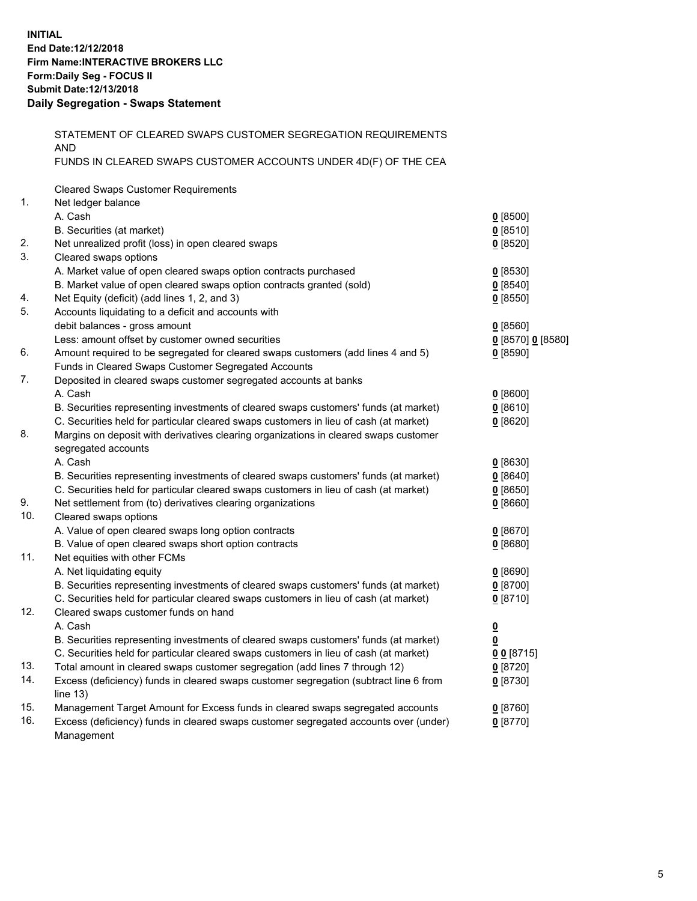**INITIAL**
**End Date:12/12/2018**
**Firm Name:INTERACTIVE BROKERS LLC**
**Form:Daily Seg - FOCUS II**
**Submit Date:12/13/2018**
**Daily Segregation - Swaps Statement**

STATEMENT OF CLEARED SWAPS CUSTOMER SEGREGATION REQUIREMENTS AND FUNDS IN CLEARED SWAPS CUSTOMER ACCOUNTS UNDER 4D(F) OF THE CEA

| | | |
|---|---|---|
| | Cleared Swaps Customer Requirements | |
| 1. | Net ledger balance | |
| | A. Cash | 0 [8500] |
| | B. Securities (at market) | 0 [8510] |
| 2. | Net unrealized profit (loss) in open cleared swaps | 0 [8520] |
| 3. | Cleared swaps options | |
| | A. Market value of open cleared swaps option contracts purchased | 0 [8530] |
| | B. Market value of open cleared swaps option contracts granted (sold) | 0 [8540] |
| 4. | Net Equity (deficit) (add lines 1, 2, and 3) | 0 [8550] |
| 5. | Accounts liquidating to a deficit and accounts with debit balances - gross amount | 0 [8560] |
| | Less: amount offset by customer owned securities | 0 [8570] 0 [8580] |
| 6. | Amount required to be segregated for cleared swaps customers (add lines 4 and 5) | 0 [8590] |
| | Funds in Cleared Swaps Customer Segregated Accounts | |
| 7. | Deposited in cleared swaps customer segregated accounts at banks | |
| | A. Cash | 0 [8600] |
| | B. Securities representing investments of cleared swaps customers' funds (at market) | 0 [8610] |
| | C. Securities held for particular cleared swaps customers in lieu of cash (at market) | 0 [8620] |
| 8. | Margins on deposit with derivatives clearing organizations in cleared swaps customer segregated accounts | |
| | A. Cash | 0 [8630] |
| | B. Securities representing investments of cleared swaps customers' funds (at market) | 0 [8640] |
| | C. Securities held for particular cleared swaps customers in lieu of cash (at market) | 0 [8650] |
| 9. | Net settlement from (to) derivatives clearing organizations | 0 [8660] |
| 10. | Cleared swaps options | |
| | A. Value of open cleared swaps long option contracts | 0 [8670] |
| | B. Value of open cleared swaps short option contracts | 0 [8680] |
| 11. | Net equities with other FCMs | |
| | A. Net liquidating equity | 0 [8690] |
| | B. Securities representing investments of cleared swaps customers' funds (at market) | 0 [8700] |
| | C. Securities held for particular cleared swaps customers in lieu of cash (at market) | 0 [8710] |
| 12. | Cleared swaps customer funds on hand | |
| | A. Cash | 0 |
| | B. Securities representing investments of cleared swaps customers' funds (at market) | 0 |
| | C. Securities held for particular cleared swaps customers in lieu of cash (at market) | 0 0 [8715] |
| 13. | Total amount in cleared swaps customer segregation (add lines 7 through 12) | 0 [8720] |
| 14. | Excess (deficiency) funds in cleared swaps customer segregation (subtract line 6 from line 13) | 0 [8730] |
| 15. | Management Target Amount for Excess funds in cleared swaps segregated accounts | 0 [8760] |
| 16. | Excess (deficiency) funds in cleared swaps customer segregated accounts over (under) Management | 0 [8770] |